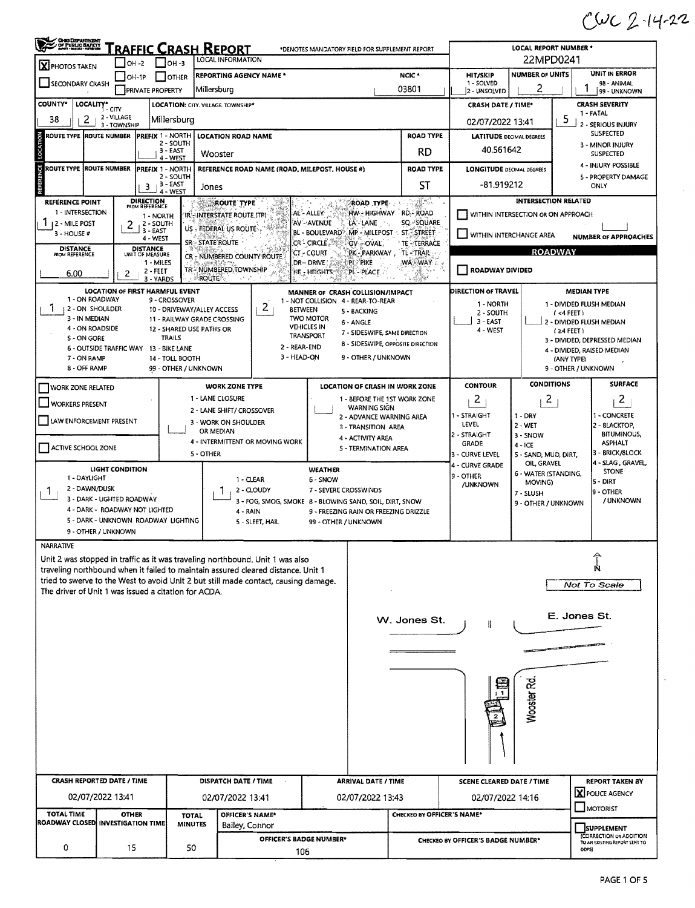CWC 2-14-22

# TRAFFIC CRASH REPORT

*DENOTES MANDATORY FIELD FOR SUPPLEMENT REPORT

**LOCAL REPORT NUMBER \***: 22MPD0241

**LOCAL INFORMATION**

- [X] PHOTOS TAKEN
- [ ] OH-2
- [ ] OH-3
- [ ] OH-1P
- [ ] OTHER
- [ ] SECONDARY CRASH
- [ ] PRIVATE PROPERTY

| REPORTING AGENCY NAME * | NCIC * | HIT/SKIP | NUMBER OF UNITS | UNIT IN ERROR |
|---|---|---|---|---|
| Millersburg | 03801 | 1 - SOLVED / 2 - UNSOLVED | 2 | 1 (98 - ANIMAL, 99 - UNKNOWN) |

| COUNTY* | LOCALITY* (1 - CITY, 2 - VILLAGE, 3 - TOWNSHIP) | LOCATION: CITY, VILLAGE, TOWNSHIP* | CRASH DATE / TIME* | CRASH SEVERITY |
|---|---|---|---|---|
| 38 | 2 | Millersburg | 02/07/2022 13:41 | 5 |

CRASH SEVERITY: 1 - FATAL; 2 - SERIOUS INJURY SUSPECTED; 3 - MINOR INJURY SUSPECTED; 4 - INJURY POSSIBLE; 5 - PROPERTY DAMAGE ONLY

## LOCATION

| ROUTE TYPE | ROUTE NUMBER | PREFIX (1 - NORTH, 2 - SOUTH, 3 - EAST, 4 - WEST) | LOCATION ROAD NAME | ROAD TYPE | LATITUDE DECIMAL DEGREES |
|---|---|---|---|---|---|
| | | | Wooster | RD | 40.561642 |

## REFERENCE

| ROUTE TYPE | ROUTE NUMBER | PREFIX (1 - NORTH, 2 - SOUTH, 3 - EAST, 4 - WEST) | REFERENCE ROAD NAME (ROAD, MILEPOST, HOUSE #) | ROAD TYPE | LONGITUDE DECIMAL DEGREES |
|---|---|---|---|---|---|
| | | 3 | Jones | ST | -81.919212 |

| REFERENCE POINT | DIRECTION FROM REFERENCE | DISTANCE FROM REFERENCE | DISTANCE UNIT OF MEASURE |
|---|---|---|---|
| 1 | 2 | 6.00 | 2 |

REFERENCE POINT: 1 - INTERSECTION; 2 - MILE POST; 3 - HOUSE #
DIRECTION FROM REFERENCE: 1 - NORTH; 2 - SOUTH; 3 - EAST; 4 - WEST
DISTANCE UNIT OF MEASURE: 1 - MILES; 2 - FEET; 3 - YARDS

ROUTE TYPE: IR - INTERSTATE ROUTE (TP); US - FEDERAL US ROUTE; SR - STATE ROUTE; CR - NUMBERED COUNTY ROUTE; TR - NUMBERED TOWNSHIP ROUTE

ROAD TYPE: AL - ALLEY; AV - AVENUE; BL - BOULEVARD; CR - CIRCLE; CT - COURT; DR - DRIVE; HE - HEIGHTS; HW - HIGHWAY; LA - LANE; MP - MILEPOST; OV - OVAL; PK - PARKWAY; PI - PIKE; PL - PLACE; RD - ROAD; SQ - SQUARE; ST - STREET; TE - TERRACE; TL - TRAIL; WA - WAY

**INTERSECTION RELATED**

- [ ] WITHIN INTERSECTION OR ON APPROACH
- [ ] WITHIN INTERCHANGE AREA

NUMBER OF APPROACHES:

**ROADWAY**

- [ ] ROADWAY DIVIDED

| LOCATION OF FIRST HARMFUL EVENT | MANNER OF CRASH COLLISION/IMPACT | DIRECTION OF TRAVEL | MEDIAN TYPE |
|---|---|---|---|
| 1 | 2 | | |

LOCATION OF FIRST HARMFUL EVENT: 1 - ON ROADWAY; 2 - ON SHOULDER; 3 - IN MEDIAN; 4 - ON ROADSIDE; 5 - ON GORE; 6 - OUTSIDE TRAFFIC WAY; 7 - ON RAMP; 8 - OFF RAMP; 9 - CROSSOVER; 10 - DRIVEWAY/ALLEY ACCESS; 11 - RAILWAY GRADE CROSSING; 12 - SHARED USE PATHS OR TRAILS; 13 - BIKE LANE; 14 - TOLL BOOTH; 99 - OTHER / UNKNOWN

MANNER OF CRASH COLLISION/IMPACT: 1 - NOT COLLISION BETWEEN TWO MOTOR VEHICLES IN TRANSPORT; 2 - REAR-END; 3 - HEAD-ON; 4 - REAR-TO-REAR; 5 - BACKING; 6 - ANGLE; 7 - SIDESWIPE, SAME DIRECTION; 8 - SIDESWIPE, OPPOSITE DIRECTION; 9 - OTHER / UNKNOWN

DIRECTION OF TRAVEL: 1 - NORTH; 2 - SOUTH; 3 - EAST; 4 - WEST

MEDIAN TYPE: 1 - DIVIDED FLUSH MEDIAN (<4 FEET); 2 - DIVIDED FLUSH MEDIAN (≥4 FEET); 3 - DIVIDED, DEPRESSED MEDIAN; 4 - DIVIDED, RAISED MEDIAN (ANY TYPE); 9 - OTHER / UNKNOWN

- [ ] WORK ZONE RELATED
- [ ] WORKERS PRESENT
- [ ] LAW ENFORCEMENT PRESENT
- [ ] ACTIVE SCHOOL ZONE

WORK ZONE TYPE: 1 - LANE CLOSURE; 2 - LANE SHIFT/ CROSSOVER; 3 - WORK ON SHOULDER OR MEDIAN; 4 - INTERMITTENT OR MOVING WORK; 5 - OTHER

LOCATION OF CRASH IN WORK ZONE: 1 - BEFORE THE 1ST WORK ZONE WARNING SIGN; 2 - ADVANCE WARNING AREA; 3 - TRANSITION AREA; 4 - ACTIVITY AREA; 5 - TERMINATION AREA

| CONTOUR | CONDITIONS | SURFACE |
|---|---|---|
| 2 | 2 | 2 |

CONTOUR: 1 - STRAIGHT LEVEL; 2 - STRAIGHT GRADE; 3 - CURVE LEVEL; 4 - CURVE GRADE; 9 - OTHER /UNKNOWN

CONDITIONS: 1 - DRY; 2 - WET; 3 - SNOW; 4 - ICE; 5 - SAND, MUD, DIRT, OIL, GRAVEL; 6 - WATER (STANDING, MOVING); 7 - SLUSH; 9 - OTHER / UNKNOWN

SURFACE: 1 - CONCRETE; 2 - BLACKTOP, BITUMINOUS, ASPHALT; 3 - BRICK/BLOCK; 4 - SLAG, GRAVEL, STONE; 5 - DIRT; 9 - OTHER / UNKNOWN

| LIGHT CONDITION | WEATHER |
|---|---|
| 1 | 1 |

LIGHT CONDITION: 1 - DAYLIGHT; 2 - DAWN/DUSK; 3 - DARK - LIGHTED ROADWAY; 4 - DARK - ROADWAY NOT LIGHTED; 5 - DARK - UNKNOWN ROADWAY LIGHTING; 9 - OTHER / UNKNOWN

WEATHER: 1 - CLEAR; 2 - CLOUDY; 3 - FOG, SMOG, SMOKE; 4 - RAIN; 5 - SLEET, HAIL; 6 - SNOW; 7 - SEVERE CROSSWINDS; 8 - BLOWING SAND, SOIL, DIRT, SNOW; 9 - FREEZING RAIN OR FREEZING DRIZZLE; 99 - OTHER / UNKNOWN

## NARRATIVE

Unit 2 was stopped in traffic as it was traveling northbound. Unit 1 was also traveling northbound when it failed to maintain assured cleared distance. Unit 1 tried to swerve to the West to avoid Unit 2 but still made contact, causing damage. The driver of Unit 1 was issued a citation for ACDA.

(Diagram labels: N; Not To Scale; W. Jones St.; E. Jones St.; Wooster Rd.; 1; 2)

| CRASH REPORTED DATE / TIME | DISPATCH DATE / TIME | ARRIVAL DATE / TIME | SCENE CLEARED DATE / TIME | REPORT TAKEN BY |
|---|---|---|---|---|
| 02/07/2022 13:41 | 02/07/2022 13:41 | 02/07/2022 13:43 | 02/07/2022 14:16 | [X] POLICE AGENCY [ ] MOTORIST |

| TOTAL TIME ROADWAY CLOSED | OTHER INVESTIGATION TIME | TOTAL MINUTES | OFFICER'S NAME* | CHECKED BY OFFICER'S NAME* |
|---|---|---|---|---|
| 0 | 15 | 50 | Bailey, Connor | |

| OFFICER'S BADGE NUMBER* | CHECKED BY OFFICER'S BADGE NUMBER* |
|---|---|
| 106 | |

- [ ] SUPPLEMENT (CORRECTION OR ADDITION TO AN EXISTING REPORT SENT TO ODPS)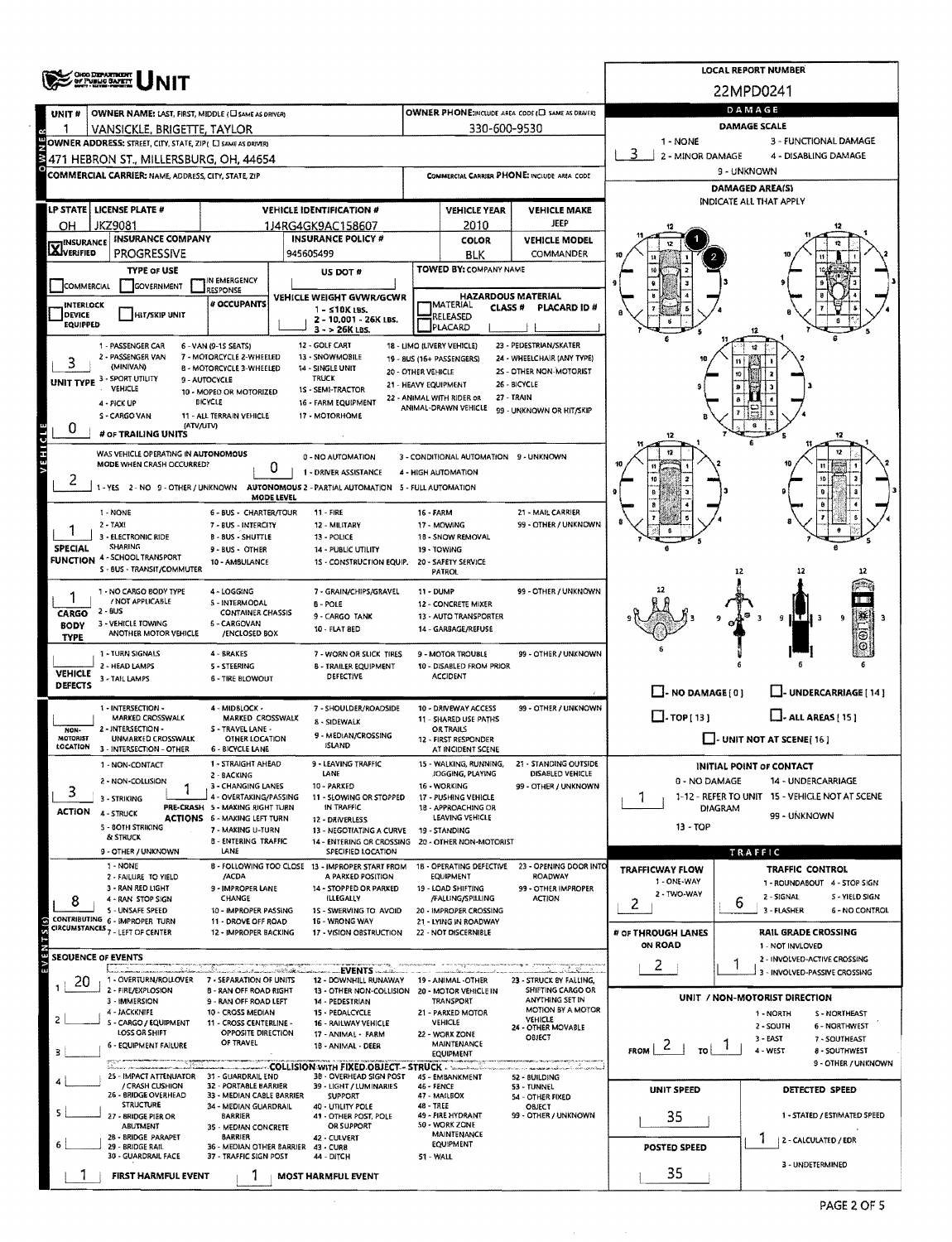# UNIT

**LOCAL REPORT NUMBER:** 22MPD0241

## OWNER

| UNIT # | OWNER NAME: LAST, FIRST, MIDDLE (☐ SAME AS DRIVER) | OWNER PHONE: INCLUDE AREA CODE (☐ SAME AS DRIVER) |
|---|---|---|
| 1 | VANSICKLE, BRIGETTE, TAYLOR | 330-600-9530 |

**OWNER ADDRESS:** STREET, CITY, STATE, ZIP (☐ SAME AS DRIVER)
471 HEBRON ST., MILLERSBURG, OH, 44654

**COMMERCIAL CARRIER:** NAME, ADDRESS, CITY, STATE, ZIP — **COMMERCIAL CARRIER PHONE:** INCLUDE AREA CODE

## VEHICLE

| LP STATE | LICENSE PLATE # | VEHICLE IDENTIFICATION # | VEHICLE YEAR | VEHICLE MAKE |
|---|---|---|---|---|
| OH | JKZ9081 | 1J4RG4GK9AC158607 | 2010 | JEEP |

| INSURANCE VERIFIED | INSURANCE COMPANY | INSURANCE POLICY # | COLOR | VEHICLE MODEL |
|---|---|---|---|---|
| X | PROGRESSIVE | 945605499 | BLK | COMMANDER |

**TYPE OF USE:** ☐ COMMERCIAL ☐ GOVERNMENT ☐ IN EMERGENCY RESPONSE
**US DOT #:**
**TOWED BY:** COMPANY NAME
☐ INTERLOCK DEVICE EQUIPPED ☐ HIT/SKIP UNIT
**# OCCUPANTS:**
**VEHICLE WEIGHT GVWR/GCWR:** 1 - ≤10K LBS. 2 - 10,001 - 26K LBS. 3 - > 26K LBS.
**HAZARDOUS MATERIAL:** ☐ MATERIAL RELEASED ☐ PLACARD — CLASS # — PLACARD ID #

**UNIT TYPE:** 3
1 - PASSENGER CAR, 2 - PASSENGER VAN (MINIVAN), 3 - SPORT UTILITY VEHICLE, 4 - PICK UP, 5 - CARGO VAN, 6 - VAN (9-15 SEATS), 7 - MOTORCYCLE 2-WHEELED, 8 - MOTORCYCLE 3-WHEELED, 9 - AUTOCYCLE, 10 - MOPED OR MOTORIZED BICYCLE, 11 - ALL TERRAIN VEHICLE (ATV/UTV), 12 - GOLF CART, 13 - SNOWMOBILE, 14 - SINGLE UNIT TRUCK, 15 - SEMI-TRACTOR, 16 - FARM EQUIPMENT, 17 - MOTORHOME, 18 - LIMO (LIVERY VEHICLE), 19 - BUS (16+ PASSENGERS), 20 - OTHER VEHICLE, 21 - HEAVY EQUIPMENT, 22 - ANIMAL WITH RIDER OR ANIMAL-DRAWN VEHICLE, 23 - PEDESTRIAN/SKATER, 24 - WHEELCHAIR (ANY TYPE), 25 - OTHER NON-MOTORIST, 26 - BICYCLE, 27 - TRAIN, 99 - UNKNOWN OR HIT/SKIP

**# OF TRAILING UNITS:** 0

**WAS VEHICLE OPERATING IN AUTONOMOUS MODE WHEN CRASH OCCURRED?** 2
1 - YES 2 - NO 9 - OTHER / UNKNOWN

**AUTONOMOUS MODE LEVEL:** 0
0 - NO AUTOMATION, 1 - DRIVER ASSISTANCE, 2 - PARTIAL AUTOMATION, 3 - CONDITIONAL AUTOMATION, 4 - HIGH AUTOMATION, 5 - FULL AUTOMATION, 9 - UNKNOWN

**SPECIAL FUNCTION:** 1
1 - NONE, 2 - TAXI, 3 - ELECTRONIC RIDE SHARING, 4 - SCHOOL TRANSPORT, 5 - BUS - TRANSIT/COMMUTER, 6 - BUS - CHARTER/TOUR, 7 - BUS - INTERCITY, 8 - BUS - SHUTTLE, 9 - BUS - OTHER, 10 - AMBULANCE, 11 - FIRE, 12 - MILITARY, 13 - POLICE, 14 - PUBLIC UTILITY, 15 - CONSTRUCTION EQUIP., 16 - FARM, 17 - MOWING, 18 - SNOW REMOVAL, 19 - TOWING, 20 - SAFETY SERVICE PATROL, 21 - MAIL CARRIER, 99 - OTHER / UNKNOWN

**CARGO BODY TYPE:** 1
1 - NO CARGO BODY TYPE / NOT APPLICABLE, 2 - BUS, 3 - VEHICLE TOWING ANOTHER MOTOR VEHICLE, 4 - LOGGING, 5 - INTERMODAL CONTAINER CHASSIS, 6 - CARGOVAN /ENCLOSED BOX, 7 - GRAIN/CHIPS/GRAVEL, 8 - POLE, 9 - CARGO TANK, 10 - FLAT BED, 11 - DUMP, 12 - CONCRETE MIXER, 13 - AUTO TRANSPORTER, 14 - GARBAGE/REFUSE, 99 - OTHER / UNKNOWN

**VEHICLE DEFECTS:**
1 - TURN SIGNALS, 2 - HEAD LAMPS, 3 - TAIL LAMPS, 4 - BRAKES, 5 - STEERING, 6 - TIRE BLOWOUT, 7 - WORN OR SLICK TIRES, 8 - TRAILER EQUIPMENT DEFECTIVE, 9 - MOTOR TROUBLE, 10 - DISABLED FROM PRIOR ACCIDENT, 99 - OTHER / UNKNOWN

**NON-MOTORIST LOCATION:**
1 - INTERSECTION - MARKED CROSSWALK, 2 - INTERSECTION - UNMARKED CROSSWALK, 3 - INTERSECTION - OTHER, 4 - MIDBLOCK - MARKED CROSSWALK, 5 - TRAVEL LANE - OTHER LOCATION, 6 - BICYCLE LANE, 7 - SHOULDER/ROADSIDE, 8 - SIDEWALK, 9 - MEDIAN/CROSSING ISLAND, 10 - DRIVEWAY ACCESS, 11 - SHARED USE PATHS OR TRAILS, 12 - FIRST RESPONDER AT INCIDENT SCENE, 99 - OTHER / UNKNOWN

**ACTION:** 3
1 - NON-CONTACT, 2 - NON-COLLISION, 3 - STRIKING, 4 - STRUCK, 5 - BOTH STRIKING & STRUCK, 9 - OTHER / UNKNOWN

**PRE-CRASH ACTIONS:** 1
1 - STRAIGHT AHEAD, 2 - BACKING, 3 - CHANGING LANES, 4 - OVERTAKING/PASSING, 5 - MAKING RIGHT TURN, 6 - MAKING LEFT TURN, 7 - MAKING U-TURN, 8 - ENTERING TRAFFIC LANE, 9 - LEAVING TRAFFIC LANE, 10 - PARKED, 11 - SLOWING OR STOPPED IN TRAFFIC, 12 - DRIVERLESS, 13 - NEGOTIATING A CURVE, 14 - ENTERING OR CROSSING SPECIFIED LOCATION, 15 - WALKING, RUNNING, JOGGING, PLAYING, 16 - WORKING, 17 - PUSHING VEHICLE, 18 - APPROACHING OR LEAVING VEHICLE, 19 - STANDING, 20 - OTHER NON-MOTORIST, 21 - STANDING OUTSIDE DISABLED VEHICLE, 99 - OTHER / UNKNOWN

**CONTRIBUTING CIRCUMSTANCES:** 8
1 - NONE, 2 - FAILURE TO YIELD, 3 - RAN RED LIGHT, 4 - RAN STOP SIGN, 5 - UNSAFE SPEED, 6 - IMPROPER TURN, 7 - LEFT OF CENTER, 8 - FOLLOWING TOO CLOSE /ACDA, 9 - IMPROPER LANE CHANGE, 10 - IMPROPER PASSING, 11 - DROVE OFF ROAD, 12 - IMPROPER BACKING, 13 - IMPROPER START FROM A PARKED POSITION, 14 - STOPPED OR PARKED ILLEGALLY, 15 - SWERVING TO AVOID, 16 - WRONG WAY, 17 - VISION OBSTRUCTION, 18 - OPERATING DEFECTIVE EQUIPMENT, 19 - LOAD SHIFTING /FALLING/SPILLING, 20 - IMPROPER CROSSING, 21 - LYING IN ROADWAY, 22 - NOT DISCERNIBLE, 23 - OPENING DOOR INTO ROADWAY, 99 - OTHER IMPROPER ACTION

## SEQUENCE OF EVENTS

1: 20
2:
3:
4:
5:
6:

**EVENTS:** 1 - OVERTURN/ROLLOVER, 2 - FIRE/EXPLOSION, 3 - IMMERSION, 4 - JACKKNIFE, 5 - CARGO / EQUIPMENT LOSS OR SHIFT, 6 - EQUIPMENT FAILURE, 7 - SEPARATION OF UNITS, 8 - RAN OFF ROAD RIGHT, 9 - RAN OFF ROAD LEFT, 10 - CROSS MEDIAN, 11 - CROSS CENTERLINE - OPPOSITE DIRECTION OF TRAVEL, 12 - DOWNHILL RUNAWAY, 13 - OTHER NON-COLLISION, 14 - PEDESTRIAN, 15 - PEDALCYCLE, 16 - RAILWAY VEHICLE, 17 - ANIMAL - FARM, 18 - ANIMAL - DEER, 19 - ANIMAL -OTHER, 20 - MOTOR VEHICLE IN TRANSPORT, 21 - PARKED MOTOR VEHICLE, 22 - WORK ZONE MAINTENANCE EQUIPMENT, 23 - STRUCK BY FALLING, SHIFTING CARGO OR ANYTHING SET IN MOTION BY A MOTOR VEHICLE, 24 - OTHER MOVABLE OBJECT

**COLLISION WITH FIXED OBJECT - STRUCK:** 25 - IMPACT ATTENUATOR / CRASH CUSHION, 26 - BRIDGE OVERHEAD STRUCTURE, 27 - BRIDGE PIER OR ABUTMENT, 28 - BRIDGE PARAPET, 29 - BRIDGE RAIL, 30 - GUARDRAIL FACE, 31 - GUARDRAIL END, 32 - PORTABLE BARRIER, 33 - MEDIAN CABLE BARRIER, 34 - MEDIAN GUARDRAIL BARRIER, 35 - MEDIAN CONCRETE BARRIER, 36 - MEDIAN OTHER BARRIER, 37 - TRAFFIC SIGN POST, 38 - OVERHEAD SIGN POST, 39 - LIGHT / LUMINARIES SUPPORT, 40 - UTILITY POLE, 41 - OTHER POST, POLE OR SUPPORT, 42 - CULVERT, 43 - CURB, 44 - DITCH, 45 - EMBANKMENT, 46 - FENCE, 47 - MAILBOX, 48 - TREE, 49 - FIRE HYDRANT, 50 - WORK ZONE MAINTENANCE EQUIPMENT, 51 - WALL, 52 - BUILDING, 53 - TUNNEL, 54 - OTHER FIXED OBJECT, 99 - OTHER / UNKNOWN

**FIRST HARMFUL EVENT:** 1
**MOST HARMFUL EVENT:** 1

## DAMAGE

**DAMAGE SCALE:** 3
1 - NONE, 2 - MINOR DAMAGE, 3 - FUNCTIONAL DAMAGE, 4 - DISABLING DAMAGE, 9 - UNKNOWN

**DAMAGED AREA(S):** INDICATE ALL THAT APPLY — 1, 2

☐ - NO DAMAGE [ 0 ] ☐ - UNDERCARRIAGE [ 14 ]
☐ - TOP [ 13 ] ☐ - ALL AREAS [ 15 ]
☐ - UNIT NOT AT SCENE [ 16 ]

**INITIAL POINT OF CONTACT:** 1
0 - NO DAMAGE, 1-12 - REFER TO UNIT DIAGRAM, 13 - TOP, 14 - UNDERCARRIAGE, 15 - VEHICLE NOT AT SCENE, 99 - UNKNOWN

## TRAFFIC

**TRAFFICWAY FLOW:** 2 (1 - ONE-WAY, 2 - TWO-WAY)
**TRAFFIC CONTROL:** 6 (1 - ROUNDABOUT, 2 - SIGNAL, 3 - FLASHER, 4 - STOP SIGN, 5 - YIELD SIGN, 6 - NO CONTROL)
**# OF THROUGH LANES ON ROAD:** 2
**RAIL GRADE CROSSING:** 1 (1 - NOT INVLOVED, 2 - INVOLVED-ACTIVE CROSSING, 3 - INVOLVED-PASSIVE CROSSING)

## UNIT / NON-MOTORIST DIRECTION

FROM 2 TO 1
1 - NORTH, 2 - SOUTH, 3 - EAST, 4 - WEST, 5 - NORTHEAST, 6 - NORTHWEST, 7 - SOUTHEAST, 8 - SOUTHWEST, 9 - OTHER / UNKNOWN

**UNIT SPEED:** 35
**POSTED SPEED:** 35
**DETECTED SPEED:** 1 (1 - STATED / ESTIMATED SPEED, 2 - CALCULATED / EDR, 3 - UNDETERMINED)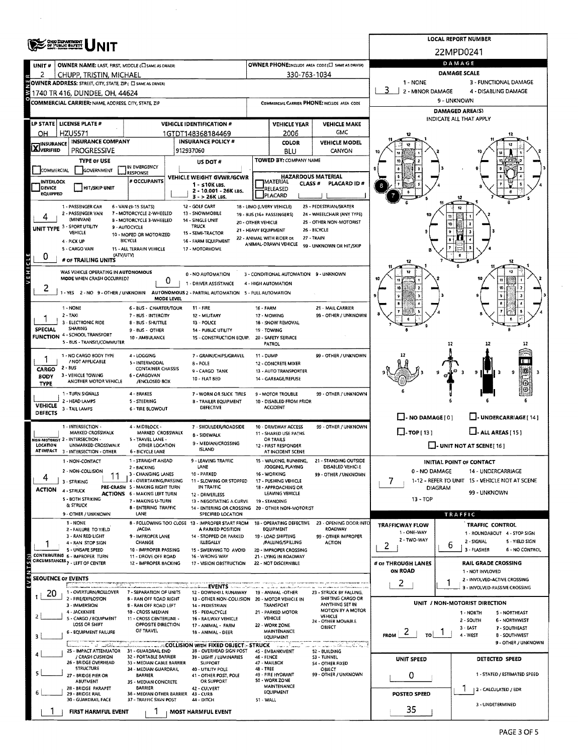# OHIO DEPARTMENT OF PUBLIC SAFETY — UNIT

**LOCAL REPORT NUMBER:** 22MPD0241

## OWNER

| Field | Value |
|---|---|
| UNIT # | 2 |
| OWNER NAME: LAST, FIRST, MIDDLE (☐ SAME AS DRIVER) | CHUPP, TRISTIN, MICHAEL |
| OWNER PHONE: INCLUDE AREA CODE (☐ SAME AS DRIVER) | 330-763-1034 |
| OWNER ADDRESS: STREET, CITY, STATE, ZIP (☐ SAME AS DRIVER) | 1740 TR 416, DUNDEE, OH, 44624 |
| COMMERCIAL CARRIER: NAME, ADDRESS, CITY, STATE, ZIP | |
| COMMERCIAL CARRIER PHONE: INCLUDE AREA CODE | |

## DAMAGE

DAMAGE SCALE: 1 - NONE; 2 - MINOR DAMAGE; 3 - FUNCTIONAL DAMAGE; 4 - DISABLING DAMAGE; 9 - UNKNOWN

**Damage Scale:** 3

DAMAGED AREA(S) — INDICATE ALL THAT APPLY: 7, 8

☐ - NO DAMAGE [0] ☐ - UNDERCARRIAGE [14] ☐ - TOP [13] ☐ - ALL AREAS [15] ☐ - UNIT NOT AT SCENE [16]

## VEHICLE

| LP STATE | LICENSE PLATE # | VEHICLE IDENTIFICATION # | VEHICLE YEAR | VEHICLE MAKE |
|---|---|---|---|---|
| OH | HZU5571 | 1GTDT148368184469 | 2006 | GMC |

| INSURANCE | INSURANCE COMPANY | INSURANCE POLICY # | COLOR | VEHICLE MODEL |
|---|---|---|---|---|
| ☒ VERIFIED | PROGRESSIVE | 912937060 | BLU | CANYON |

TYPE OF USE: ☐ COMMERCIAL ☐ GOVERNMENT ☐ IN EMERGENCY RESPONSE

US DOT #:

TOWED BY: COMPANY NAME:

☐ INTERLOCK DEVICE EQUIPPED ☐ HIT/SKIP UNIT

# OCCUPANTS:

VEHICLE WEIGHT GVWR/GCWR: 1 - ≤10K LBS.; 2 - 10.001 - 26K LBS.; 3 - > 26K LBS.

HAZARDOUS MATERIAL: ☐ MATERIAL RELEASED ☐ PLACARD — CLASS # — PLACARD ID #

**UNIT TYPE:** 4

1 - PASSENGER CAR; 2 - PASSENGER VAN (MINIVAN); 3 - SPORT UTILITY VEHICLE; 4 - PICK UP; 5 - CARGO VAN; 6 - VAN (9-15 SEATS); 7 - MOTORCYCLE 2-WHEELED; 8 - MOTORCYCLE 3-WHEELED; 9 - AUTOCYCLE; 10 - MOPED OR MOTORIZED BICYCLE; 11 - ALL TERRAIN VEHICLE (ATV/UTV); 12 - GOLF CART; 13 - SNOWMOBILE; 14 - SINGLE UNIT TRUCK; 15 - SEMI-TRACTOR; 16 - FARM EQUIPMENT; 17 - MOTORHOME; 18 - LIMO (LIVERY VEHICLE); 19 - BUS (16+ PASSENGERS); 20 - OTHER VEHICLE; 21 - HEAVY EQUIPMENT; 22 - ANIMAL WITH RIDER OR ANIMAL-DRAWN VEHICLE; 23 - PEDESTRIAN/SKATER; 24 - WHEELCHAIR (ANY TYPE); 25 - OTHER NON-MOTORIST; 26 - BICYCLE; 27 - TRAIN; 99 - UNKNOWN OR HIT/SKIP

**# OF TRAILING UNITS:** 0

**WAS VEHICLE OPERATING IN AUTONOMOUS MODE WHEN CRASH OCCURRED?** 2 (1 - YES; 2 - NO; 9 - OTHER / UNKNOWN)

**AUTONOMOUS MODE LEVEL:** 0 (0 - NO AUTOMATION; 1 - DRIVER ASSISTANCE; 2 - PARTIAL AUTOMATION; 3 - CONDITIONAL AUTOMATION; 4 - HIGH AUTOMATION; 5 - FULL AUTOMATION; 9 - UNKNOWN)

**SPECIAL FUNCTION:** 1

1 - NONE; 2 - TAXI; 3 - ELECTRONIC RIDE SHARING; 4 - SCHOOL TRANSPORT; 5 - BUS - TRANSIT/COMMUTER; 6 - BUS - CHARTER/TOUR; 7 - BUS - INTERCITY; 8 - BUS - SHUTTLE; 9 - BUS - OTHER; 10 - AMBULANCE; 11 - FIRE; 12 - MILITARY; 13 - POLICE; 14 - PUBLIC UTILITY; 15 - CONSTRUCTION EQUIP.; 16 - FARM; 17 - MOWING; 18 - SNOW REMOVAL; 19 - TOWING; 20 - SAFETY SERVICE PATROL; 21 - MAIL CARRIER; 99 - OTHER / UNKNOWN

**CARGO BODY TYPE:** 1

1 - NO CARGO BODY TYPE / NOT APPLICABLE; 2 - BUS; 3 - VEHICLE TOWING ANOTHER MOTOR VEHICLE; 4 - LOGGING; 5 - INTERMODAL CONTAINER CHASSIS; 6 - CARGOVAN /ENCLOSED BOX; 7 - GRAIN/CHIPS/GRAVEL; 8 - POLE; 9 - CARGO TANK; 10 - FLAT BED; 11 - DUMP; 12 - CONCRETE MIXER; 13 - AUTO TRANSPORTER; 14 - GARBAGE/REFUSE; 99 - OTHER / UNKNOWN

**VEHICLE DEFECTS:**

1 - TURN SIGNALS; 2 - HEAD LAMPS; 3 - TAIL LAMPS; 4 - BRAKES; 5 - STEERING; 6 - TIRE BLOWOUT; 7 - WORN OR SLICK TIRES; 8 - TRAILER EQUIPMENT DEFECTIVE; 9 - MOTOR TROUBLE; 10 - DISABLED FROM PRIOR ACCIDENT; 99 - OTHER / UNKNOWN

**NON-MOTORIST LOCATION AT IMPACT:**

1 - INTERSECTION - MARKED CROSSWALK; 2 - INTERSECTION - UNMARKED CROSSWALK; 3 - INTERSECTION - OTHER; 4 - MIDBLOCK - MARKED CROSSWALK; 5 - TRAVEL LANE - OTHER LOCATION; 6 - BICYCLE LANE; 7 - SHOULDER/ROADSIDE; 8 - SIDEWALK; 9 - MEDIAN/CROSSING ISLAND; 10 - DRIVEWAY ACCESS; 11 - SHARED USE PATHS OR TRAILS; 12 - FIRST RESPONDER AT INCIDENT SCENE; 99 - OTHER / UNKNOWN

**ACTION:** 4 — **PRE-CRASH ACTIONS:** 11

ACTION: 1 - NON-CONTACT; 2 - NON-COLLISION; 3 - STRIKING; 4 - STRUCK; 5 - BOTH STRIKING & STRUCK; 9 - OTHER / UNKNOWN

PRE-CRASH ACTIONS: 1 - STRAIGHT AHEAD; 2 - BACKING; 3 - CHANGING LANES; 4 - OVERTAKING/PASSING; 5 - MAKING RIGHT TURN; 6 - MAKING LEFT TURN; 7 - MAKING U-TURN; 8 - ENTERING TRAFFIC LANE; 9 - LEAVING TRAFFIC LANE; 10 - PARKED; 11 - SLOWING OR STOPPED IN TRAFFIC; 12 - DRIVERLESS; 13 - NEGOTIATING A CURVE; 14 - ENTERING OR CROSSING SPECIFIED LOCATION; 15 - WALKING, RUNNING, JOGGING, PLAYING; 16 - WORKING; 17 - PUSHING VEHICLE; 18 - APPROACHING OR LEAVING VEHICLE; 19 - STANDING; 20 - OTHER NON-MOTORIST; 21 - STANDING OUTSIDE DISABLED VEHICLE; 99 - OTHER / UNKNOWN

**INITIAL POINT OF CONTACT:** 7

0 - NO DAMAGE; 1-12 - REFER TO UNIT DIAGRAM; 13 - TOP; 14 - UNDERCARRIAGE; 15 - VEHICLE NOT AT SCENE; 99 - UNKNOWN

## EVENTS

**CONTRIBUTING CIRCUMSTANCES:** 1

1 - NONE; 2 - FAILURE TO YIELD; 3 - RAN RED LIGHT; 4 - RAN STOP SIGN; 5 - UNSAFE SPEED; 6 - IMPROPER TURN; 7 - LEFT OF CENTER; 8 - FOLLOWING TOO CLOSE /ACDA; 9 - IMPROPER LANE CHANGE; 10 - IMPROPER PASSING; 11 - DROVE OFF ROAD; 12 - IMPROPER BACKING; 13 - IMPROPER START FROM A PARKED POSITION; 14 - STOPPED OR PARKED ILLEGALLY; 15 - SWERVING TO AVOID; 16 - WRONG WAY; 17 - VISION OBSTRUCTION; 18 - OPERATING DEFECTIVE EQUIPMENT; 19 - LOAD SHIFTING /FALLING/SPILLING; 20 - IMPROPER CROSSING; 21 - LYING IN ROADWAY; 22 - NOT DISCERNIBLE; 23 - OPENING DOOR INTO ROADWAY; 99 - OTHER IMPROPER ACTION

**SEQUENCE OF EVENTS:**

| # | Event |
|---|---|
| 1 | 20 |
| 2 | |
| 3 | |
| 4 | |
| 5 | |
| 6 | |

EVENTS: 1 - OVERTURN/ROLLOVER; 2 - FIRE/EXPLOSION; 3 - IMMERSION; 4 - JACKKNIFE; 5 - CARGO / EQUIPMENT LOSS OR SHIFT; 6 - EQUIPMENT FAILURE; 7 - SEPARATION OF UNITS; 8 - RAN OFF ROAD RIGHT; 9 - RAN OFF ROAD LEFT; 10 - CROSS MEDIAN; 11 - CROSS CENTERLINE - OPPOSITE DIRECTION OF TRAVEL; 12 - DOWNHILL RUNAWAY; 13 - OTHER NON-COLLISION; 14 - PEDESTRIAN; 15 - PEDALCYCLE; 16 - RAILWAY VEHICLE; 17 - ANIMAL - FARM; 18 - ANIMAL - DEER; 19 - ANIMAL -OTHER; 20 - MOTOR VEHICLE IN TRANSPORT; 21 - PARKED MOTOR VEHICLE; 22 - WORK ZONE MAINTENANCE EQUIPMENT; 23 - STRUCK BY FALLING, SHIFTING CARGO OR ANYTHING SET IN MOTION BY A MOTOR VEHICLE; 24 - OTHER MOVABLE OBJECT

COLLISION WITH FIXED OBJECT - STRUCK: 25 - IMPACT ATTENUATOR / CRASH CUSHION; 26 - BRIDGE OVERHEAD STRUCTURE; 27 - BRIDGE PIER OR ABUTMENT; 28 - BRIDGE PARAPET; 29 - BRIDGE RAIL; 30 - GUARDRAIL FACE; 31 - GUARDRAIL END; 32 - PORTABLE BARRIER; 33 - MEDIAN CABLE BARRIER; 34 - MEDIAN GUARDRAIL BARRIER; 35 - MEDIAN CONCRETE BARRIER; 36 - MEDIAN OTHER BARRIER; 37 - TRAFFIC SIGN POST; 38 - OVERHEAD SIGN POST; 39 - LIGHT / LUMINARIES SUPPORT; 40 - UTILITY POLE; 41 - OTHER POST, POLE OR SUPPORT; 42 - CULVERT; 43 - CURB; 44 - DITCH; 45 - EMBANKMENT; 46 - FENCE; 47 - MAILBOX; 48 - TREE; 49 - FIRE HYDRANT; 50 - WORK ZONE MAINTENANCE EQUIPMENT; 51 - WALL; 52 - BUILDING; 53 - TUNNEL; 54 - OTHER FIXED OBJECT; 99 - OTHER / UNKNOWN

**FIRST HARMFUL EVENT:** 1 — **MOST HARMFUL EVENT:** 1

## TRAFFIC

**TRAFFICWAY FLOW:** 2 (1 - ONE-WAY; 2 - TWO-WAY)

**TRAFFIC CONTROL:** 6 (1 - ROUNDABOUT; 2 - SIGNAL; 3 - FLASHER; 4 - STOP SIGN; 5 - YIELD SIGN; 6 - NO CONTROL)

**# OF THROUGH LANES ON ROAD:** 2

**RAIL GRADE CROSSING:** 1 (1 - NOT INVLOVED; 2 - INVOLVED-ACTIVE CROSSING; 3 - INVOLVED-PASSIVE CROSSING)

**UNIT / NON-MOTORIST DIRECTION:** FROM 2 TO 1

1 - NORTH; 2 - SOUTH; 3 - EAST; 4 - WEST; 5 - NORTHEAST; 6 - NORTHWEST; 7 - SOUTHEAST; 8 - SOUTHWEST; 9 - OTHER / UNKNOWN

**UNIT SPEED:** 0

**DETECTED SPEED:** 1 (1 - STATED / ESTIMATED SPEED; 2 - CALCULATED / EDR; 3 - UNDETERMINED)

**POSTED SPEED:** 35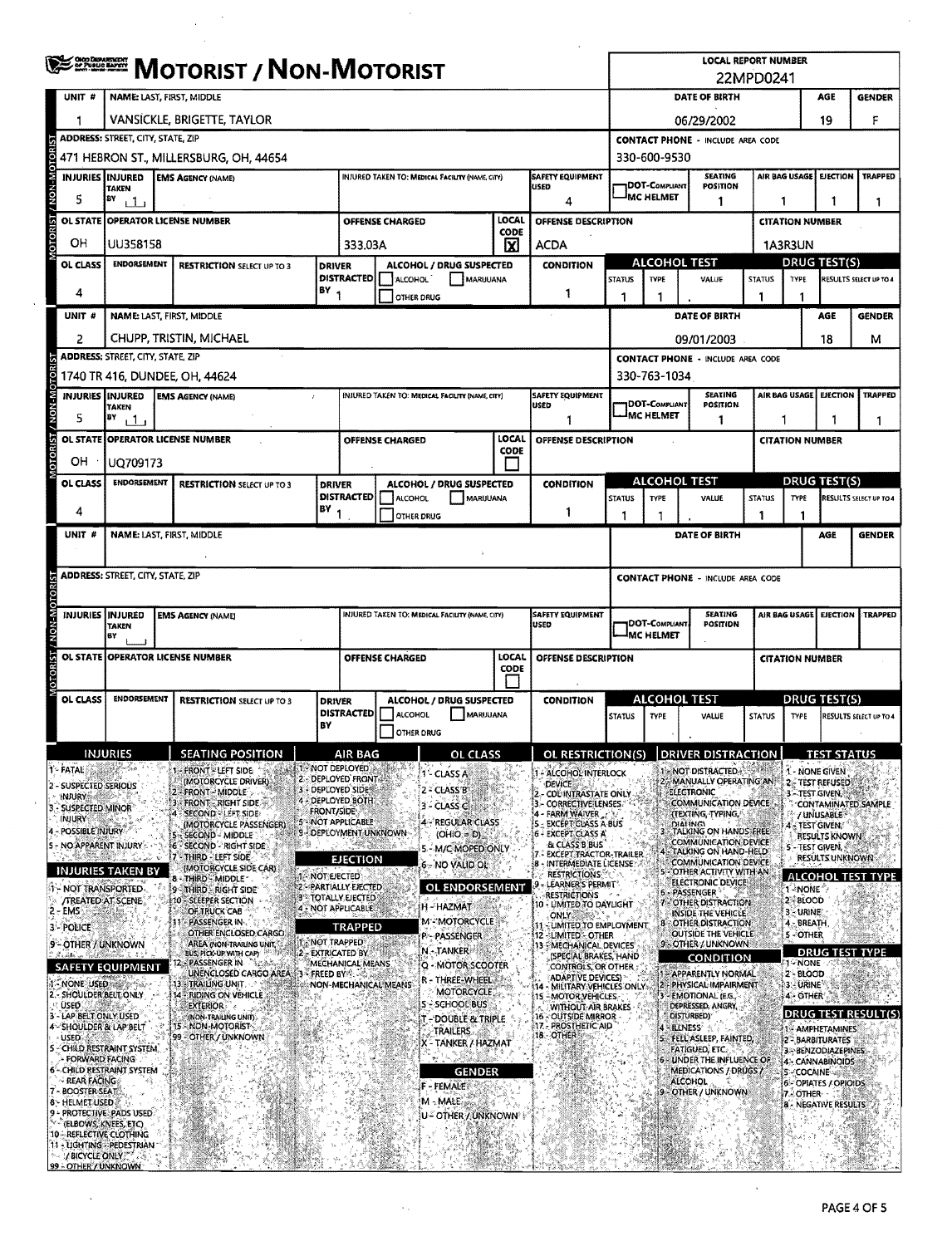# MOTORIST / NON-MOTORIST

**LOCAL REPORT NUMBER:** 22MPD0241

## Unit 1

| UNIT # | NAME: LAST, FIRST, MIDDLE | DATE OF BIRTH | AGE | GENDER |
|---|---|---|---|---|
| 1 | VANSICKLE, BRIGETTE, TAYLOR | 06/29/2002 | 19 | F |

| ADDRESS: STREET, CITY, STATE, ZIP | CONTACT PHONE - INCLUDE AREA CODE |
|---|---|
| 471 HEBRON ST., MILLERSBURG, OH, 44654 | 330-600-9530 |

| INJURIES | INJURED TAKEN BY | EMS AGENCY (NAME) | INJURED TAKEN TO: MEDICAL FACILITY (NAME, CITY) | SAFETY EQUIPMENT USED | DOT-COMPLIANT MC HELMET | SEATING POSITION | AIR BAG USAGE | EJECTION | TRAPPED |
|---|---|---|---|---|---|---|---|---|---|
| 5 | 1 | | | 4 | | 1 | 1 | 1 | 1 |

| OL STATE | OPERATOR LICENSE NUMBER | OFFENSE CHARGED | LOCAL CODE | OFFENSE DESCRIPTION | CITATION NUMBER |
|---|---|---|---|---|---|
| OH | UU358158 | 333.03A | X | ACDA | 1A3R3UN |

| OL CLASS | ENDORSEMENT | RESTRICTION SELECT UP TO 3 | DRIVER DISTRACTED BY | ALCOHOL / DRUG SUSPECTED | CONDITION | ALCOHOL TEST STATUS | ALCOHOL TEST TYPE | ALCOHOL TEST VALUE | DRUG TEST STATUS | DRUG TEST TYPE | DRUG TEST RESULTS SELECT UP TO 4 |
|---|---|---|---|---|---|---|---|---|---|---|---|
| 4 | | | 1 | ☐ ALCOHOL ☐ MARIJUANA ☐ OTHER DRUG | 1 | 1 | 1 | . | 1 | 1 | |

## Unit 2

| UNIT # | NAME: LAST, FIRST, MIDDLE | DATE OF BIRTH | AGE | GENDER |
|---|---|---|---|---|
| 2 | CHUPP, TRISTIN, MICHAEL | 09/01/2003 | 18 | M |

| ADDRESS: STREET, CITY, STATE, ZIP | CONTACT PHONE - INCLUDE AREA CODE |
|---|---|
| 1740 TR 416, DUNDEE, OH, 44624 | 330-763-1034 |

| INJURIES | INJURED TAKEN BY | EMS AGENCY (NAME) | INJURED TAKEN TO: MEDICAL FACILITY (NAME, CITY) | SAFETY EQUIPMENT USED | DOT-COMPLIANT MC HELMET | SEATING POSITION | AIR BAG USAGE | EJECTION | TRAPPED |
|---|---|---|---|---|---|---|---|---|---|
| 5 | 1 | | | 1 | | 1 | 1 | 1 | 1 |

| OL STATE | OPERATOR LICENSE NUMBER | OFFENSE CHARGED | LOCAL CODE | OFFENSE DESCRIPTION | CITATION NUMBER |
|---|---|---|---|---|---|
| OH | UQ709173 | | ☐ | | |

| OL CLASS | ENDORSEMENT | RESTRICTION SELECT UP TO 3 | DRIVER DISTRACTED BY | ALCOHOL / DRUG SUSPECTED | CONDITION | ALCOHOL TEST STATUS | ALCOHOL TEST TYPE | ALCOHOL TEST VALUE | DRUG TEST STATUS | DRUG TEST TYPE | DRUG TEST RESULTS SELECT UP TO 4 |
|---|---|---|---|---|---|---|---|---|---|---|---|
| 4 | | | 1 | ☐ ALCOHOL ☐ MARIJUANA ☐ OTHER DRUG | 1 | 1 | 1 | . | 1 | 1 | |

## Unit (blank)

| UNIT # | NAME: LAST, FIRST, MIDDLE | DATE OF BIRTH | AGE | GENDER |
|---|---|---|---|---|
| | | | | |

| ADDRESS: STREET, CITY, STATE, ZIP | CONTACT PHONE - INCLUDE AREA CODE |
|---|---|
| | |

| INJURIES | INJURED TAKEN BY | EMS AGENCY (NAME) | INJURED TAKEN TO: MEDICAL FACILITY (NAME, CITY) | SAFETY EQUIPMENT USED | DOT-COMPLIANT MC HELMET | SEATING POSITION | AIR BAG USAGE | EJECTION | TRAPPED |
|---|---|---|---|---|---|---|---|---|---|
| | | | | | | | | | |

| OL STATE | OPERATOR LICENSE NUMBER | OFFENSE CHARGED | LOCAL CODE | OFFENSE DESCRIPTION | CITATION NUMBER |
|---|---|---|---|---|---|
| | | | ☐ | | |

| OL CLASS | ENDORSEMENT | RESTRICTION SELECT UP TO 3 | DRIVER DISTRACTED BY | ALCOHOL / DRUG SUSPECTED | CONDITION | ALCOHOL TEST STATUS | ALCOHOL TEST TYPE | ALCOHOL TEST VALUE | DRUG TEST STATUS | DRUG TEST TYPE | DRUG TEST RESULTS SELECT UP TO 4 |
|---|---|---|---|---|---|---|---|---|---|---|---|
| | | | | ☐ ALCOHOL ☐ MARIJUANA ☐ OTHER DRUG | | | | . | | | |

## Codes

**INJURIES**
1 - FATAL
2 - SUSPECTED SERIOUS INJURY
3 - SUSPECTED MINOR INJURY
4 - POSSIBLE INJURY
5 - NO APPARENT INJURY

**INJURIES TAKEN BY**
1 - NOT TRANSPORTED /TREATED AT SCENE
2 - EMS
3 - POLICE
9 - OTHER / UNKNOWN

**SAFETY EQUIPMENT**
1 - NONE USED
2 - SHOULDER BELT ONLY USED
3 - LAP BELT ONLY USED
4 - SHOULDER & LAP BELT USED
5 - CHILD RESTRAINT SYSTEM - FORWARD FACING
6 - CHILD RESTRAINT SYSTEM - REAR FACING
7 - BOOSTER SEAT
8 - HELMET USED
9 - PROTECTIVE PADS USED (ELBOWS, KNEES, ETC)
10 - REFLECTIVE CLOTHING
11 - LIGHTING - PEDESTRIAN / BICYCLE ONLY
99 - OTHER / UNKNOWN

**SEATING POSITION**
1 - FRONT - LEFT SIDE (MOTORCYCLE DRIVER)
2 - FRONT - MIDDLE
3 - FRONT - RIGHT SIDE
4 - SECOND - LEFT SIDE (MOTORCYCLE PASSENGER)
5 - SECOND - MIDDLE
6 - SECOND - RIGHT SIDE
7 - THIRD - LEFT SIDE (MOTORCYCLE SIDE CAR)
8 - THIRD - MIDDLE
9 - THIRD - RIGHT SIDE
10 - SLEEPER SECTION OF TRUCK CAB
11 - PASSENGER IN OTHER ENCLOSED CARGO AREA (NON-TRAILING UNIT, BUS, PICK-UP WITH CAP)
12 - PASSENGER IN UNENCLOSED CARGO AREA
13 - TRAILING UNIT
14 - RIDING ON VEHICLE EXTERIOR (NON-TRAILING UNIT)
15 - NON-MOTORIST
99 - OTHER / UNKNOWN

**AIR BAG**
1 - NOT DEPLOYED
2 - DEPLOYED FRONT
3 - DEPLOYED SIDE
4 - DEPLOYED BOTH FRONT/SIDE
5 - NOT APPLICABLE
9 - DEPLOYMENT UNKNOWN

**EJECTION**
1 - NOT EJECTED
2 - PARTIALLY EJECTED
3 - TOTALLY EJECTED
4 - NOT APPLICABLE

**TRAPPED**
1 - NOT TRAPPED
2 - EXTRICATED BY MECHANICAL MEANS
3 - FREED BY NON-MECHANICAL MEANS

**OL CLASS**
1 - CLASS A
2 - CLASS B
3 - CLASS C
4 - REGULAR CLASS (OHIO = D)
5 - M/C MOPED ONLY
6 - NO VALID OL

**OL ENDORSEMENT**
H - HAZMAT
M - MOTORCYCLE
P - PASSENGER
N - TANKER
Q - MOTOR SCOOTER
R - THREE-WHEEL MOTORCYCLE
S - SCHOOL BUS
T - DOUBLE & TRIPLE TRAILERS
X - TANKER / HAZMAT

**GENDER**
F - FEMALE
M - MALE
U - OTHER / UNKNOWN

**OL RESTRICTION(S)**
1 - ALCOHOL INTERLOCK DEVICE
2 - CDL INTRASTATE ONLY
3 - CORRECTIVE LENSES
4 - FARM WAIVER
5 - EXCEPT CLASS A BUS
6 - EXCEPT CLASS A & CLASS B BUS
7 - EXCEPT TRACTOR-TRAILER
8 - INTERMEDIATE LICENSE RESTRICTIONS
9 - LEARNER'S PERMIT RESTRICTIONS
10 - LIMITED TO DAYLIGHT ONLY
11 - LIMITED TO EMPLOYMENT
12 - LIMITED - OTHER
13 - MECHANICAL DEVICES (SPECIAL BRAKES, HAND CONTROLS, OR OTHER ADAPTIVE DEVICES)
14 - MILITARY VEHICLES ONLY
15 - MOTOR VEHICLES WITHOUT AIR BRAKES
16 - OUTSIDE MIRROR
17 - PROSTHETIC AID
18 - OTHER

**DRIVER DISTRACTION**
1 - NOT DISTRACTED
2 - MANUALLY OPERATING AN ELECTRONIC COMMUNICATION DEVICE (TEXTING, TYPING, DIALING)
3 - TALKING ON HANDS-FREE COMMUNICATION DEVICE
4 - TALKING ON HAND-HELD COMMUNICATION DEVICE
5 - OTHER ACTIVITY WITH AN ELECTRONIC DEVICE
6 - PASSENGER
7 - OTHER DISTRACTION INSIDE THE VEHICLE
8 - OTHER DISTRACTION OUTSIDE THE VEHICLE
9 - OTHER / UNKNOWN

**CONDITION**
1 - APPARENTLY NORMAL
2 - PHYSICAL IMPAIRMENT
3 - EMOTIONAL (E.G., DEPRESSED, ANGRY, DISTURBED)
4 - ILLNESS
5 - FELL ASLEEP, FAINTED, FATIGUED, ETC.
6 - UNDER THE INFLUENCE OF MEDICATIONS / DRUGS / ALCOHOL
9 - OTHER / UNKNOWN

**TEST STATUS**
1 - NONE GIVEN
2 - TEST REFUSED
3 - TEST GIVEN, CONTAMINATED SAMPLE / UNUSABLE
4 - TEST GIVEN, RESULTS KNOWN
5 - TEST GIVEN, RESULTS UNKNOWN

**ALCOHOL TEST TYPE**
1 - NONE
2 - BLOOD
3 - URINE
4 - BREATH
5 - OTHER

**DRUG TEST TYPE**
1 - NONE
2 - BLOOD
3 - URINE
4 - OTHER

**DRUG TEST RESULT(S)**
1 - AMPHETAMINES
2 - BARBITURATES
3 - BENZODIAZEPINES
4 - CANNABINOIDS
5 - COCAINE
6 - OPIATES / OPIOIDS
7 - OTHER
8 - NEGATIVE RESULTS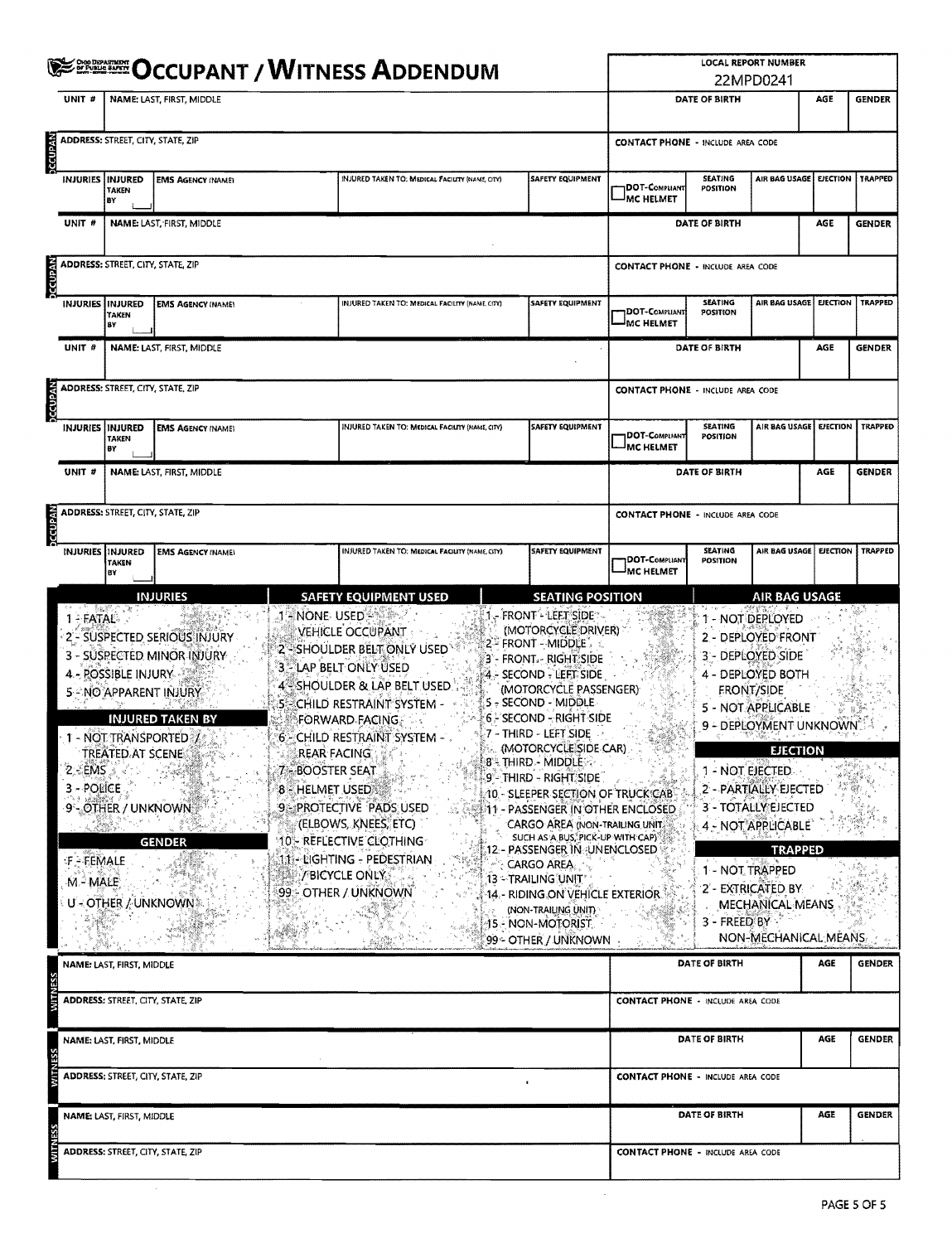# OCCUPANT / WITNESS ADDENDUM

**LOCAL REPORT NUMBER**
22MPD0241

## OCCUPANT

| UNIT # | NAME: LAST, FIRST, MIDDLE | | | | DATE OF BIRTH | | AGE | GENDER |
|---|---|---|---|---|---|---|---|---|
| | | | | | | | | |
| ADDRESS: STREET, CITY, STATE, ZIP | | | | | CONTACT PHONE - INCLUDE AREA CODE | | | |
| | | | | | | | | |
| INJURIES | INJURED TAKEN BY | EMS AGENCY (NAME) | INJURED TAKEN TO: MEDICAL FACILITY (NAME, CITY) | SAFETY EQUIPMENT | DOT-COMPLIANT MC HELMET | SEATING POSITION | AIR BAG USAGE | EJECTION | TRAPPED |

## OCCUPANT

| UNIT # | NAME: LAST, FIRST, MIDDLE | | | | DATE OF BIRTH | | AGE | GENDER |
|---|---|---|---|---|---|---|---|---|
| | | | | | | | | |
| ADDRESS: STREET, CITY, STATE, ZIP | | | | | CONTACT PHONE - INCLUDE AREA CODE | | | |
| | | | | | | | | |
| INJURIES | INJURED TAKEN BY | EMS AGENCY (NAME) | INJURED TAKEN TO: MEDICAL FACILITY (NAME, CITY) | SAFETY EQUIPMENT | DOT-COMPLIANT MC HELMET | SEATING POSITION | AIR BAG USAGE | EJECTION | TRAPPED |

## OCCUPANT

| UNIT # | NAME: LAST, FIRST, MIDDLE | | | | DATE OF BIRTH | | AGE | GENDER |
|---|---|---|---|---|---|---|---|---|
| | | | | | | | | |
| ADDRESS: STREET, CITY, STATE, ZIP | | | | | CONTACT PHONE - INCLUDE AREA CODE | | | |
| | | | | | | | | |
| INJURIES | INJURED TAKEN BY | EMS AGENCY (NAME) | INJURED TAKEN TO: MEDICAL FACILITY (NAME, CITY) | SAFETY EQUIPMENT | DOT-COMPLIANT MC HELMET | SEATING POSITION | AIR BAG USAGE | EJECTION | TRAPPED |

## OCCUPANT

| UNIT # | NAME: LAST, FIRST, MIDDLE | | | | DATE OF BIRTH | | AGE | GENDER |
|---|---|---|---|---|---|---|---|---|
| | | | | | | | | |
| ADDRESS: STREET, CITY, STATE, ZIP | | | | | CONTACT PHONE - INCLUDE AREA CODE | | | |
| | | | | | | | | |
| INJURIES | INJURED TAKEN BY | EMS AGENCY (NAME) | INJURED TAKEN TO: MEDICAL FACILITY (NAME, CITY) | SAFETY EQUIPMENT | DOT-COMPLIANT MC HELMET | SEATING POSITION | AIR BAG USAGE | EJECTION | TRAPPED |

### INJURIES
1 - FATAL
2 - SUSPECTED SERIOUS INJURY
3 - SUSPECTED MINOR INJURY
4 - POSSIBLE INJURY
5 - NO APPARENT INJURY

### INJURED TAKEN BY
1 - NOT TRANSPORTED / TREATED AT SCENE
2 - EMS
3 - POLICE
9 - OTHER / UNKNOWN

### GENDER
F - FEMALE
M - MALE
U - OTHER / UNKNOWN

### SAFETY EQUIPMENT USED
1 - NONE USED - VEHICLE OCCUPANT
2 - SHOULDER BELT ONLY USED
3 - LAP BELT ONLY USED
4 - SHOULDER & LAP BELT USED
5 - CHILD RESTRAINT SYSTEM - FORWARD FACING
6 - CHILD RESTRAINT SYSTEM - REAR FACING
7 - BOOSTER SEAT
8 - HELMET USED
9 - PROTECTIVE PADS USED (ELBOWS, KNEES, ETC)
10 - REFLECTIVE CLOTHING
11 - LIGHTING - PEDESTRIAN / BICYCLE ONLY
99 - OTHER / UNKNOWN

### SEATING POSITION
1 - FRONT - LEFT SIDE (MOTORCYCLE DRIVER)
2 - FRONT - MIDDLE
3 - FRONT - RIGHT SIDE
4 - SECOND - LEFT SIDE (MOTORCYCLE PASSENGER)
5 - SECOND - MIDDLE
6 - SECOND - RIGHT SIDE
7 - THIRD - LEFT SIDE (MOTORCYCLE SIDE CAR)
8 - THIRD - MIDDLE
9 - THIRD - RIGHT SIDE
10 - SLEEPER SECTION OF TRUCK CAB
11 - PASSENGER IN OTHER ENCLOSED CARGO AREA (NON-TRAILING UNIT SUCH AS A BUS, PICK-UP WITH CAP)
12 - PASSENGER IN UNENCLOSED CARGO AREA
13 - TRAILING UNIT
14 - RIDING ON VEHICLE EXTERIOR (NON-TRAILING UNIT)
15 - NON-MOTORIST
99 - OTHER / UNKNOWN

### AIR BAG USAGE
1 - NOT DEPLOYED
2 - DEPLOYED FRONT
3 - DEPLOYED SIDE
4 - DEPLOYED BOTH FRONT/SIDE
5 - NOT APPLICABLE
9 - DEPLOYMENT UNKNOWN

### EJECTION
1 - NOT EJECTED
2 - PARTIALLY EJECTED
3 - TOTALLY EJECTED
4 - NOT APPLICABLE

### TRAPPED
1 - NOT TRAPPED
2 - EXTRICATED BY MECHANICAL MEANS
3 - FREED BY NON-MECHANICAL MEANS

## WITNESS

| NAME: LAST, FIRST, MIDDLE | DATE OF BIRTH | AGE | GENDER |
|---|---|---|---|
| | | | |
| ADDRESS: STREET, CITY, STATE, ZIP | CONTACT PHONE - INCLUDE AREA CODE | | |
| | | | |

## WITNESS

| NAME: LAST, FIRST, MIDDLE | DATE OF BIRTH | AGE | GENDER |
|---|---|---|---|
| | | | |
| ADDRESS: STREET, CITY, STATE, ZIP | CONTACT PHONE - INCLUDE AREA CODE | | |
| | | | |

## WITNESS

| NAME: LAST, FIRST, MIDDLE | DATE OF BIRTH | AGE | GENDER |
|---|---|---|---|
| | | | |
| ADDRESS: STREET, CITY, STATE, ZIP | CONTACT PHONE - INCLUDE AREA CODE | | |
| | | | |